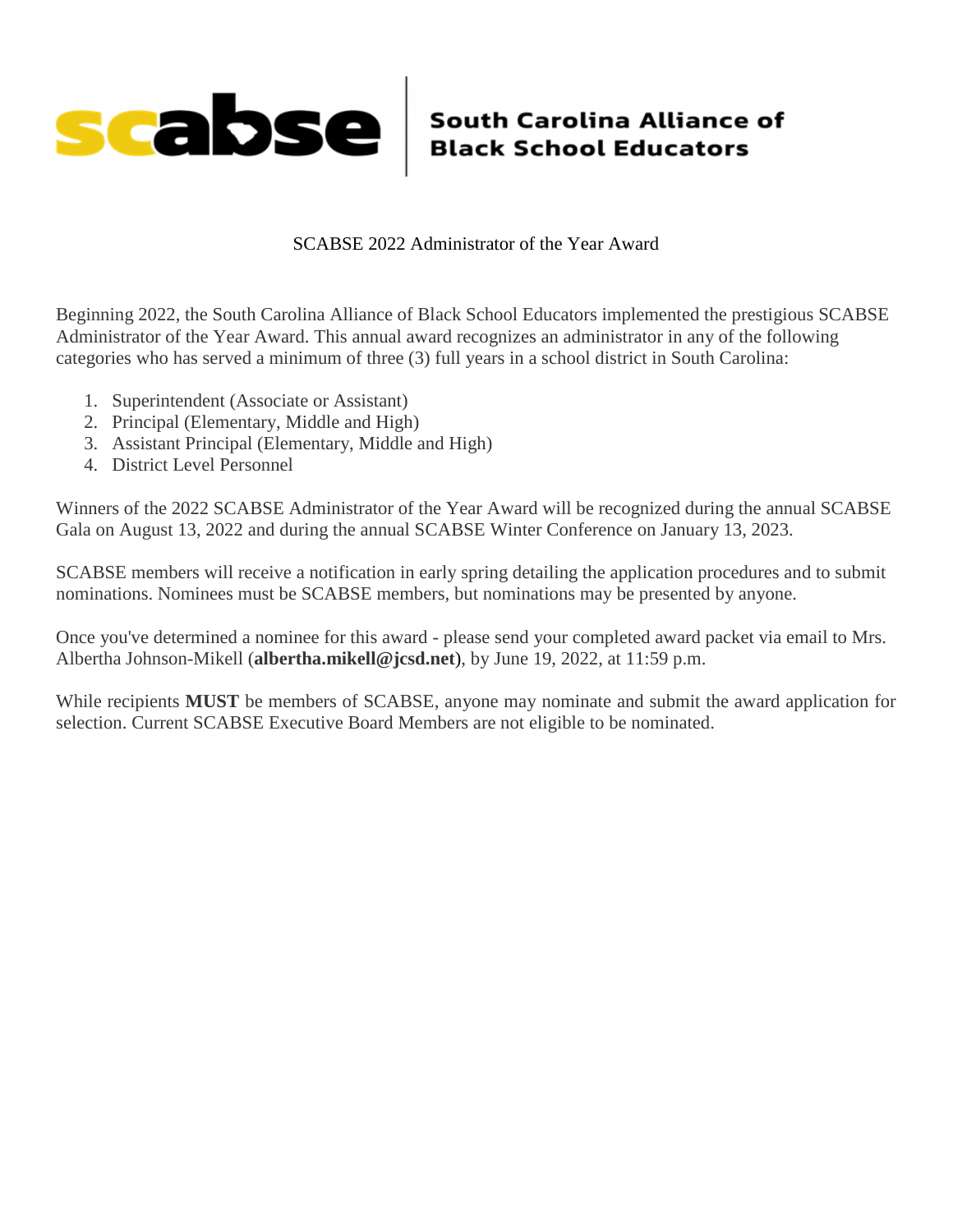scabse | South Carolina Alliance of Black School Educators

# SCABSE 2022 Administrator of the Year Award

Beginning 2022, the South Carolina Alliance of Black School Educators implemented the prestigious SCABSE Administrator of the Year Award. This annual award recognizes an administrator in any of the following categories who has served a minimum of three (3) full years in a school district in South Carolina:

1. Superintendent (Associate or Assistant)
2. Principal (Elementary, Middle and High)
3. Assistant Principal (Elementary, Middle and High)
4. District Level Personnel

Winners of the 2022 SCABSE Administrator of the Year Award will be recognized during the annual SCABSE Gala on August 13, 2022 and during the annual SCABSE Winter Conference on January 13, 2023.

SCABSE members will receive a notification in early spring detailing the application procedures and to submit nominations. Nominees must be SCABSE members, but nominations may be presented by anyone.

Once you've determined a nominee for this award - please send your completed award packet via email to Mrs. Albertha Johnson-Mikell (**albertha.mikell@jcsd.net**), by June 19, 2022, at 11:59 p.m.

While recipients **MUST** be members of SCABSE, anyone may nominate and submit the award application for selection. Current SCABSE Executive Board Members are not eligible to be nominated.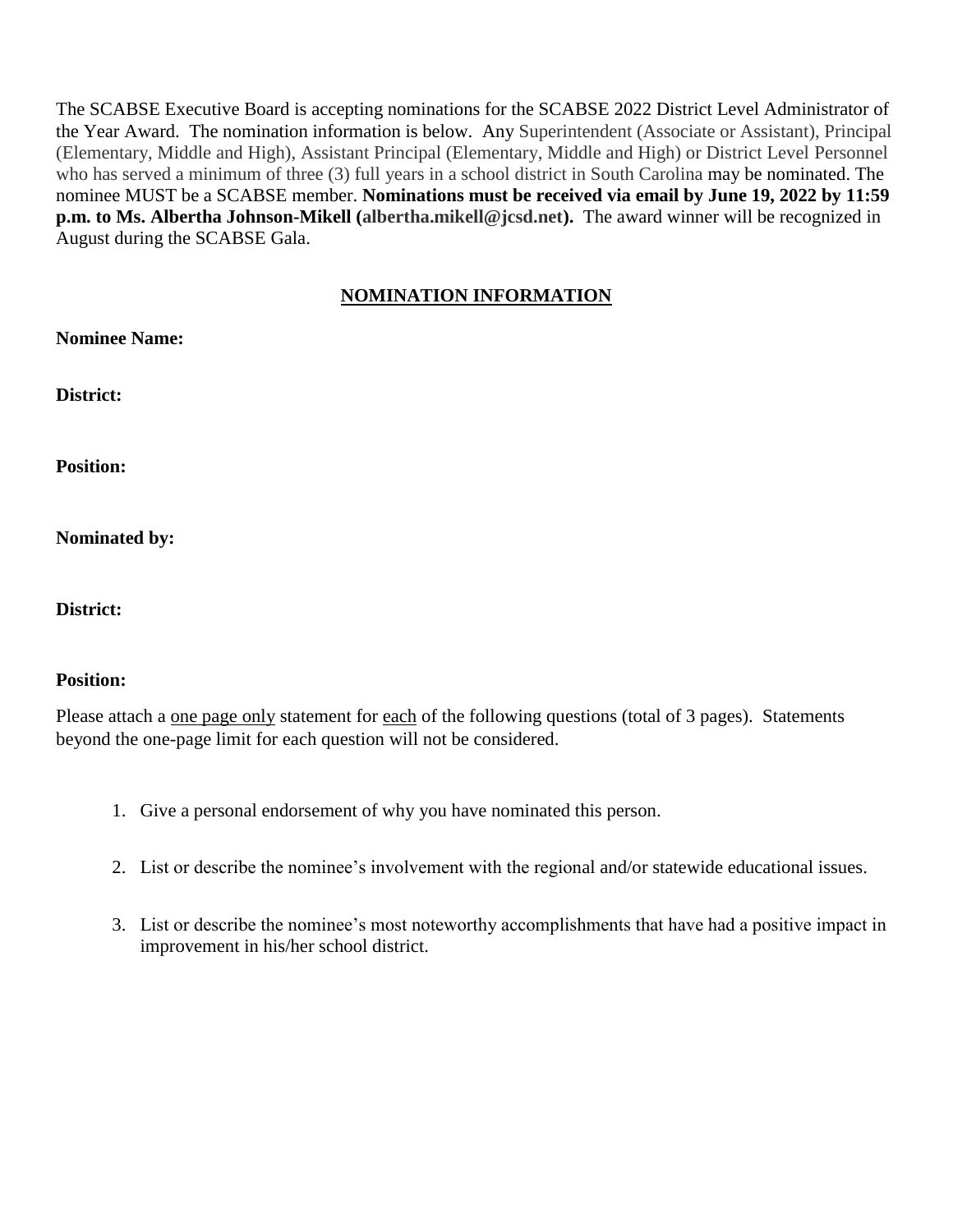The SCABSE Executive Board is accepting nominations for the SCABSE 2022 District Level Administrator of the Year Award. The nomination information is below. Any Superintendent (Associate or Assistant), Principal (Elementary, Middle and High), Assistant Principal (Elementary, Middle and High) or District Level Personnel who has served a minimum of three (3) full years in a school district in South Carolina may be nominated. The nominee MUST be a SCABSE member. **Nominations must be received via email by June 19, 2022 by 11:59 p.m. to Ms. Albertha Johnson-Mikell (albertha.mikell@jcsd.net).** The award winner will be recognized in August during the SCABSE Gala.

## NOMINATION INFORMATION

**Nominee Name:**

**District:**

**Position:**

**Nominated by:**

**District:**

**Position:**

Please attach a one page only statement for each of the following questions (total of 3 pages). Statements beyond the one-page limit for each question will not be considered.

1. Give a personal endorsement of why you have nominated this person.
2. List or describe the nominee's involvement with the regional and/or statewide educational issues.
3. List or describe the nominee's most noteworthy accomplishments that have had a positive impact in improvement in his/her school district.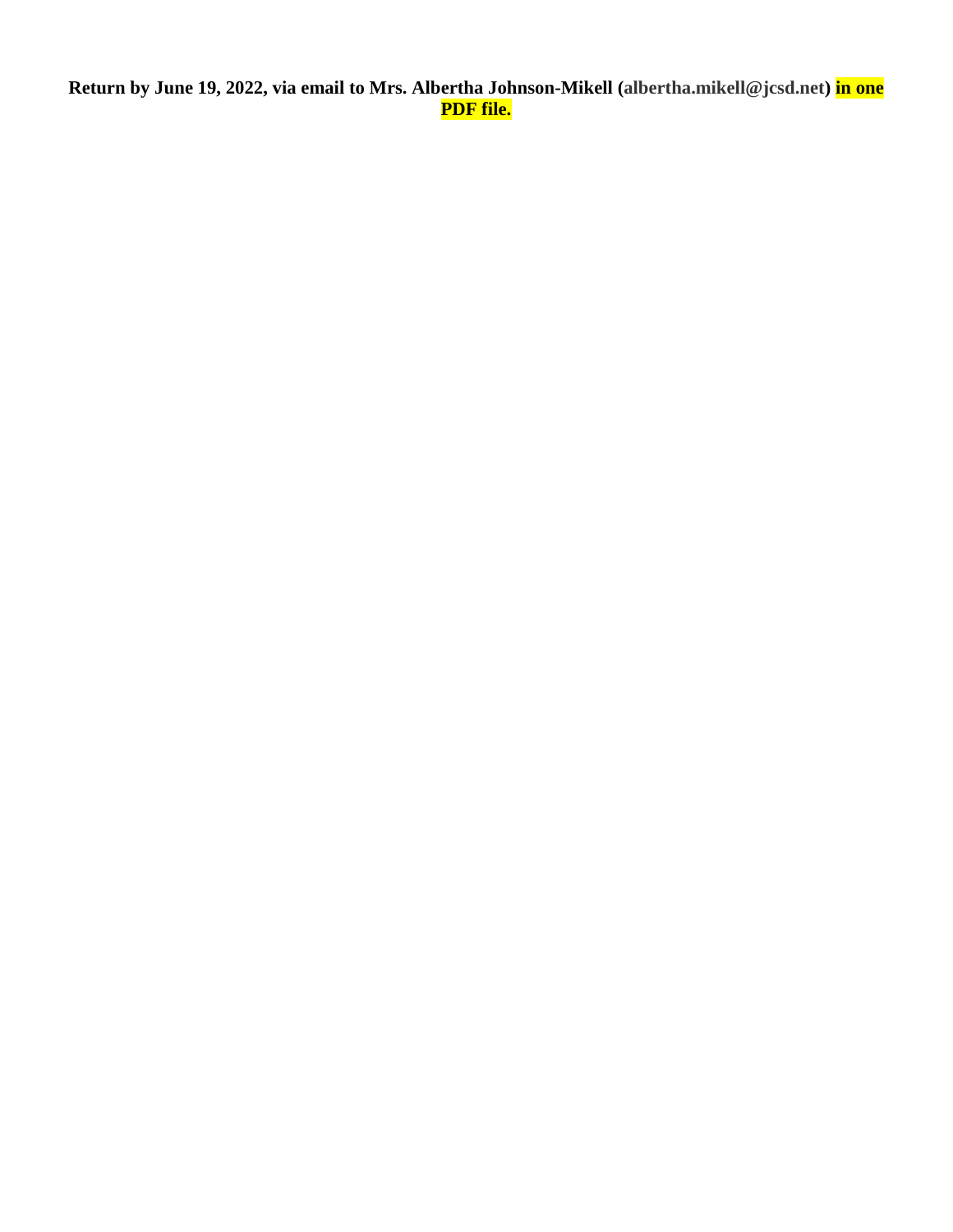**Return by June 19, 2022, via email to Mrs. Albertha Johnson-Mikell (albertha.mikell@jcsd.net) in one PDF file.**